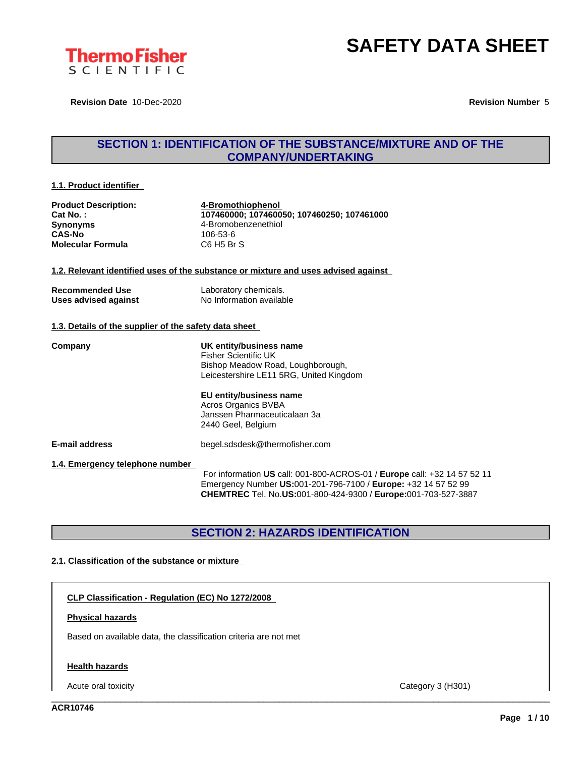# SAFETY DATA SHEET

**Revision Date** 10-Dec-2020 **Revision Number** 5

## SECTION 1: IDENTIFICATION OF THE SUBSTANCE/MIXTURE AND OF THE COMPANY/UNDERTAKING

### 1.1. Product identifier

| | |
|---|---|
| **Product Description:** | **4-Bromothiophenol** |
| **Cat No. :** | **107460000; 107460050; 107460250; 107461000** |
| **Synonyms** | 4-Bromobenzenethiol |
| **CAS-No** | 106-53-6 |
| **Molecular Formula** | C6 H5 Br S |

### 1.2. Relevant identified uses of the substance or mixture and uses advised against

| | |
|---|---|
| **Recommended Use** | Laboratory chemicals. |
| **Uses advised against** | No Information available |

### 1.3. Details of the supplier of the safety data sheet

**Company**

**UK entity/business name**
Fisher Scientific UK
Bishop Meadow Road, Loughborough,
Leicestershire LE11 5RG, United Kingdom

**EU entity/business name**
Acros Organics BVBA
Janssen Pharmaceuticalaan 3a
2440 Geel, Belgium

**E-mail address** begel.sdsdesk@thermofisher.com

### 1.4. Emergency telephone number

For information **US** call: 001-800-ACROS-01 / **Europe** call: +32 14 57 52 11
Emergency Number **US:**001-201-796-7100 / **Europe:** +32 14 57 52 99
**CHEMTREC** Tel. No.**US:**001-800-424-9300 / **Europe:**001-703-527-3887

## SECTION 2: HAZARDS IDENTIFICATION

### 2.1. Classification of the substance or mixture

**CLP Classification - Regulation (EC) No 1272/2008**

**Physical hazards**

Based on available data, the classification criteria are not met

**Health hazards**

| | |
|---|---|
| Acute oral toxicity | Category 3 (H301) |

ACR10746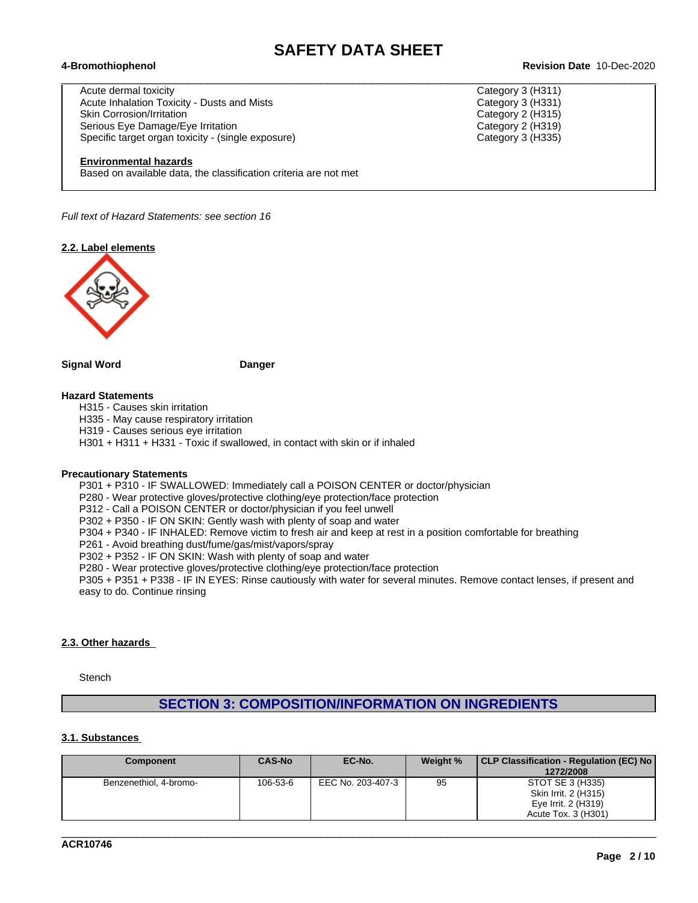| | |
|---|---|
| Acute dermal toxicity | Category 3 (H311) |
| Acute Inhalation Toxicity - Dusts and Mists | Category 3 (H331) |
| Skin Corrosion/Irritation | Category 2 (H315) |
| Serious Eye Damage/Eye Irritation | Category 2 (H319) |
| Specific target organ toxicity - (single exposure) | Category 3 (H335) |

**Environmental hazards**

Based on available data, the classification criteria are not met

*Full text of Hazard Statements: see section 16*

### 2.2. Label elements

**Signal Word** **Danger**

**Hazard Statements**

H315 - Causes skin irritation
H335 - May cause respiratory irritation
H319 - Causes serious eye irritation
H301 + H311 + H331 - Toxic if swallowed, in contact with skin or if inhaled

**Precautionary Statements**

P301 + P310 - IF SWALLOWED: Immediately call a POISON CENTER or doctor/physician
P280 - Wear protective gloves/protective clothing/eye protection/face protection
P312 - Call a POISON CENTER or doctor/physician if you feel unwell
P302 + P350 - IF ON SKIN: Gently wash with plenty of soap and water
P304 + P340 - IF INHALED: Remove victim to fresh air and keep at rest in a position comfortable for breathing
P261 - Avoid breathing dust/fume/gas/mist/vapors/spray
P302 + P352 - IF ON SKIN: Wash with plenty of soap and water
P280 - Wear protective gloves/protective clothing/eye protection/face protection
P305 + P351 + P338 - IF IN EYES: Rinse cautiously with water for several minutes. Remove contact lenses, if present and easy to do. Continue rinsing

### 2.3. Other hazards

Stench

## SECTION 3: COMPOSITION/INFORMATION ON INGREDIENTS

### 3.1. Substances

| Component | CAS-No | EC-No. | Weight % | CLP Classification - Regulation (EC) No 1272/2008 |
|---|---|---|---|---|
| Benzenethiol, 4-bromo- | 106-53-6 | EEC No. 203-407-3 | 95 | STOT SE 3 (H335)<br>Skin Irrit. 2 (H315)<br>Eye Irrit. 2 (H319)<br>Acute Tox. 3 (H301) |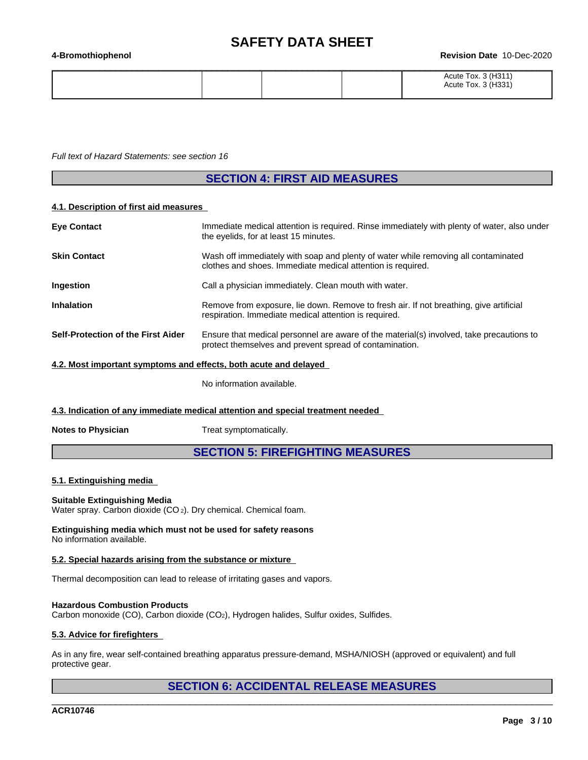| | | | | |
|---|---|---|---|---|
| | | | | Acute Tox. 3 (H311)<br>Acute Tox. 3 (H331) |

*Full text of Hazard Statements: see section 16*

## SECTION 4: FIRST AID MEASURES

### 4.1. Description of first aid measures

**Eye Contact**
Immediate medical attention is required. Rinse immediately with plenty of water, also under the eyelids, for at least 15 minutes.

**Skin Contact**
Wash off immediately with soap and plenty of water while removing all contaminated clothes and shoes. Immediate medical attention is required.

**Ingestion**
Call a physician immediately. Clean mouth with water.

**Inhalation**
Remove from exposure, lie down. Remove to fresh air. If not breathing, give artificial respiration. Immediate medical attention is required.

**Self-Protection of the First Aider**
Ensure that medical personnel are aware of the material(s) involved, take precautions to protect themselves and prevent spread of contamination.

### 4.2. Most important symptoms and effects, both acute and delayed

No information available.

### 4.3. Indication of any immediate medical attention and special treatment needed

**Notes to Physician**
Treat symptomatically.

## SECTION 5: FIREFIGHTING MEASURES

### 5.1. Extinguishing media

**Suitable Extinguishing Media**
Water spray. Carbon dioxide ($CO_2$). Dry chemical. Chemical foam.

**Extinguishing media which must not be used for safety reasons**
No information available.

### 5.2. Special hazards arising from the substance or mixture

Thermal decomposition can lead to release of irritating gases and vapors.

**Hazardous Combustion Products**
Carbon monoxide (CO), Carbon dioxide ($CO_2$), Hydrogen halides, Sulfur oxides, Sulfides.

### 5.3. Advice for firefighters

As in any fire, wear self-contained breathing apparatus pressure-demand, MSHA/NIOSH (approved or equivalent) and full protective gear.

## SECTION 6: ACCIDENTAL RELEASE MEASURES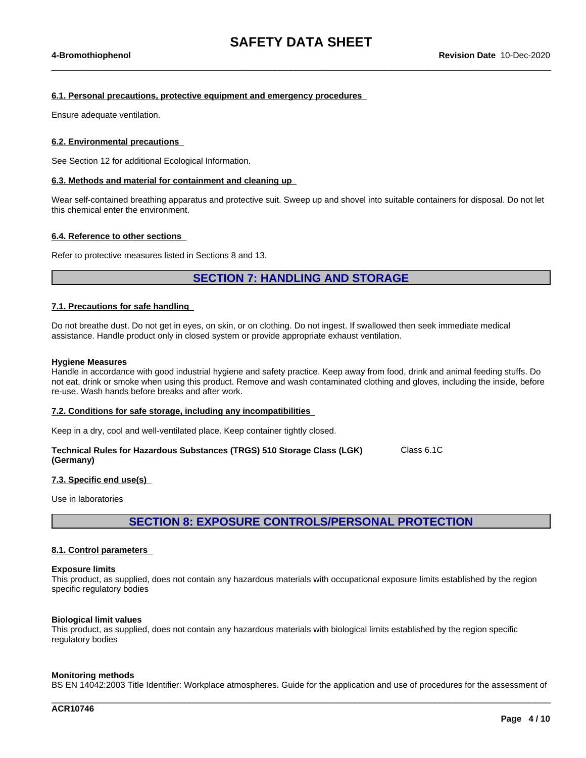#### 6.1. Personal precautions, protective equipment and emergency procedures

Ensure adequate ventilation.

#### 6.2. Environmental precautions

See Section 12 for additional Ecological Information.

#### 6.3. Methods and material for containment and cleaning up

Wear self-contained breathing apparatus and protective suit. Sweep up and shovel into suitable containers for disposal. Do not let this chemical enter the environment.

#### 6.4. Reference to other sections

Refer to protective measures listed in Sections 8 and 13.

## SECTION 7: HANDLING AND STORAGE

#### 7.1. Precautions for safe handling

Do not breathe dust. Do not get in eyes, on skin, or on clothing. Do not ingest. If swallowed then seek immediate medical assistance. Handle product only in closed system or provide appropriate exhaust ventilation.

**Hygiene Measures**
Handle in accordance with good industrial hygiene and safety practice. Keep away from food, drink and animal feeding stuffs. Do not eat, drink or smoke when using this product. Remove and wash contaminated clothing and gloves, including the inside, before re-use. Wash hands before breaks and after work.

#### 7.2. Conditions for safe storage, including any incompatibilities

Keep in a dry, cool and well-ventilated place. Keep container tightly closed.

**Technical Rules for Hazardous Substances (TRGS) 510 Storage Class (LGK) (Germany)** Class 6.1C

#### 7.3. Specific end use(s)

Use in laboratories

## SECTION 8: EXPOSURE CONTROLS/PERSONAL PROTECTION

#### 8.1. Control parameters

**Exposure limits**
This product, as supplied, does not contain any hazardous materials with occupational exposure limits established by the region specific regulatory bodies

**Biological limit values**
This product, as supplied, does not contain any hazardous materials with biological limits established by the region specific regulatory bodies

**Monitoring methods**
BS EN 14042:2003 Title Identifier: Workplace atmospheres. Guide for the application and use of procedures for the assessment of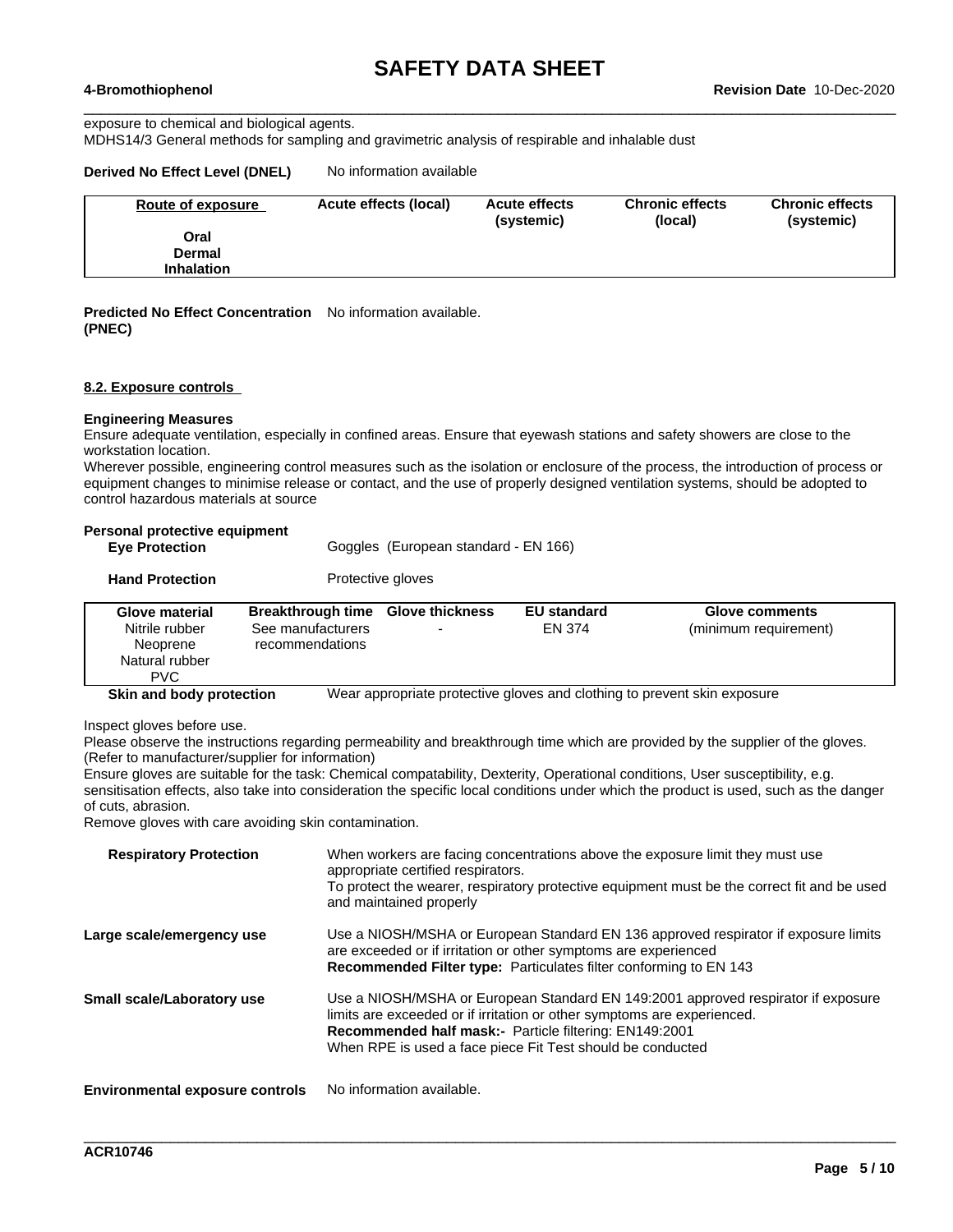exposure to chemical and biological agents.
MDHS14/3 General methods for sampling and gravimetric analysis of respirable and inhalable dust

**Derived No Effect Level (DNEL)** No information available

| Route of exposure | Acute effects (local) | Acute effects (systemic) | Chronic effects (local) | Chronic effects (systemic) |
|---|---|---|---|---|
| **Oral** | | | | |
| **Dermal** | | | | |
| **Inhalation** | | | | |

**Predicted No Effect Concentration (PNEC)** No information available.

### 8.2. Exposure controls

**Engineering Measures**
Ensure adequate ventilation, especially in confined areas. Ensure that eyewash stations and safety showers are close to the workstation location.
Wherever possible, engineering control measures such as the isolation or enclosure of the process, the introduction of process or equipment changes to minimise release or contact, and the use of properly designed ventilation systems, should be adopted to control hazardous materials at source

**Personal protective equipment**

**Eye Protection** Goggles (European standard - EN 166)

**Hand Protection** Protective gloves

| Glove material | Breakthrough time | Glove thickness | EU standard | Glove comments |
|---|---|---|---|---|
| Nitrile rubber<br>Neoprene<br>Natural rubber<br>PVC | See manufacturers recommendations | - | EN 374 | (minimum requirement) |

**Skin and body protection** Wear appropriate protective gloves and clothing to prevent skin exposure

Inspect gloves before use.
Please observe the instructions regarding permeability and breakthrough time which are provided by the supplier of the gloves. (Refer to manufacturer/supplier for information)
Ensure gloves are suitable for the task: Chemical compatability, Dexterity, Operational conditions, User susceptibility, e.g. sensitisation effects, also take into consideration the specific local conditions under which the product is used, such as the danger of cuts, abrasion.
Remove gloves with care avoiding skin contamination.

**Respiratory Protection** When workers are facing concentrations above the exposure limit they must use appropriate certified respirators.
To protect the wearer, respiratory protective equipment must be the correct fit and be used and maintained properly

**Large scale/emergency use** Use a NIOSH/MSHA or European Standard EN 136 approved respirator if exposure limits are exceeded or if irritation or other symptoms are experienced
**Recommended Filter type:** Particulates filter conforming to EN 143

**Small scale/Laboratory use** Use a NIOSH/MSHA or European Standard EN 149:2001 approved respirator if exposure limits are exceeded or if irritation or other symptoms are experienced.
**Recommended half mask:-** Particle filtering: EN149:2001
When RPE is used a face piece Fit Test should be conducted

**Environmental exposure controls** No information available.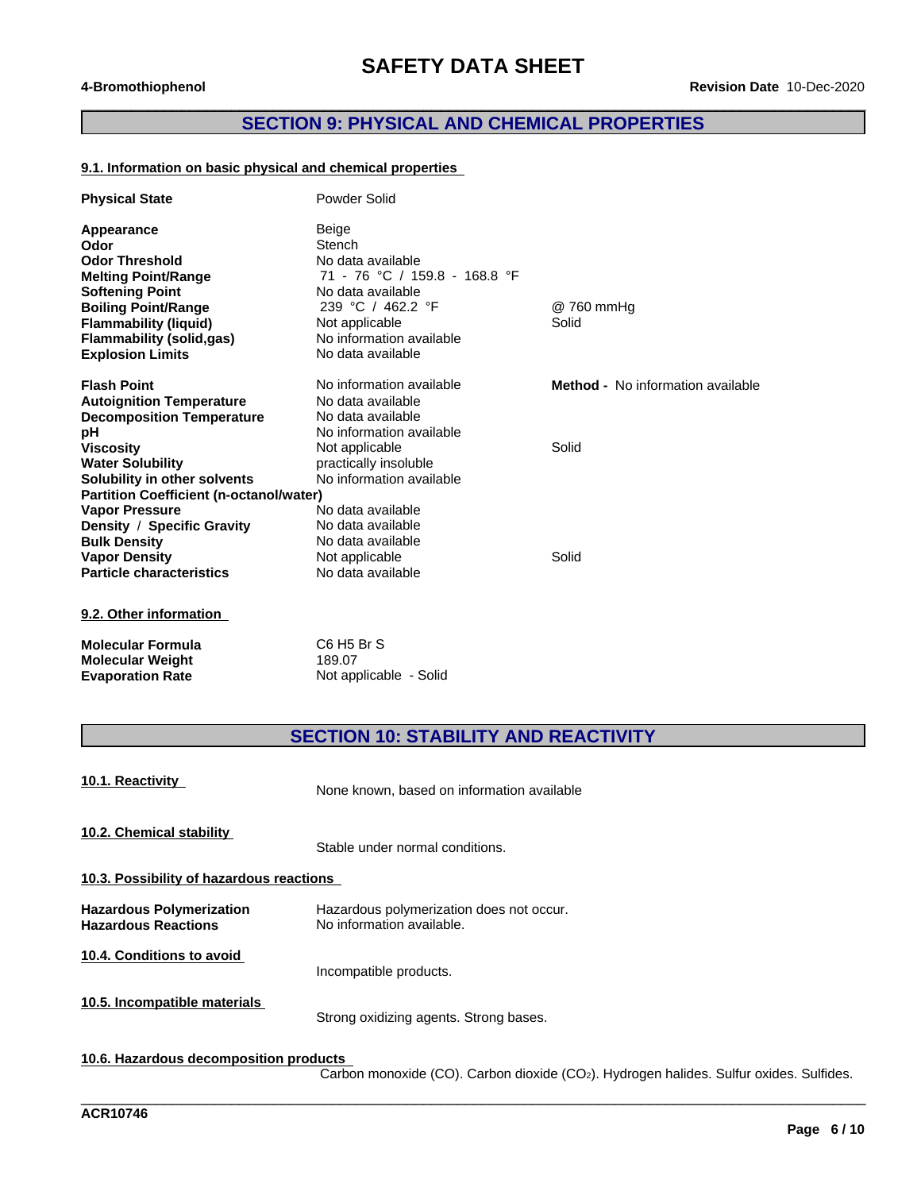## SECTION 9: PHYSICAL AND CHEMICAL PROPERTIES

### 9.1. Information on basic physical and chemical properties

| | | |
|---|---|---|
| **Physical State** | Powder Solid | |
| **Appearance** | Beige | |
| **Odor** | Stench | |
| **Odor Threshold** | No data available | |
| **Melting Point/Range** | 71 - 76 °C / 159.8 - 168.8 °F | |
| **Softening Point** | No data available | |
| **Boiling Point/Range** | 239 °C / 462.2 °F | @ 760 mmHg |
| **Flammability (liquid)** | Not applicable | Solid |
| **Flammability (solid,gas)** | No information available | |
| **Explosion Limits** | No data available | |
| **Flash Point** | No information available | **Method -** No information available |
| **Autoignition Temperature** | No data available | |
| **Decomposition Temperature** | No data available | |
| **pH** | No information available | |
| **Viscosity** | Not applicable | Solid |
| **Water Solubility** | practically insoluble | |
| **Solubility in other solvents** | No information available | |
| **Partition Coefficient (n-octanol/water)** | | |
| **Vapor Pressure** | No data available | |
| **Density / Specific Gravity** | No data available | |
| **Bulk Density** | No data available | |
| **Vapor Density** | Not applicable | Solid |
| **Particle characteristics** | No data available | |

### 9.2. Other information

| | |
|---|---|
| **Molecular Formula** | C6 H5 Br S |
| **Molecular Weight** | 189.07 |
| **Evaporation Rate** | Not applicable - Solid |

## SECTION 10: STABILITY AND REACTIVITY

### 10.1. Reactivity

None known, based on information available

### 10.2. Chemical stability

Stable under normal conditions.

### 10.3. Possibility of hazardous reactions

| | |
|---|---|
| **Hazardous Polymerization** | Hazardous polymerization does not occur. |
| **Hazardous Reactions** | No information available. |

### 10.4. Conditions to avoid

Incompatible products.

### 10.5. Incompatible materials

Strong oxidizing agents. Strong bases.

### 10.6. Hazardous decomposition products

Carbon monoxide (CO). Carbon dioxide ($CO_2$). Hydrogen halides. Sulfur oxides. Sulfides.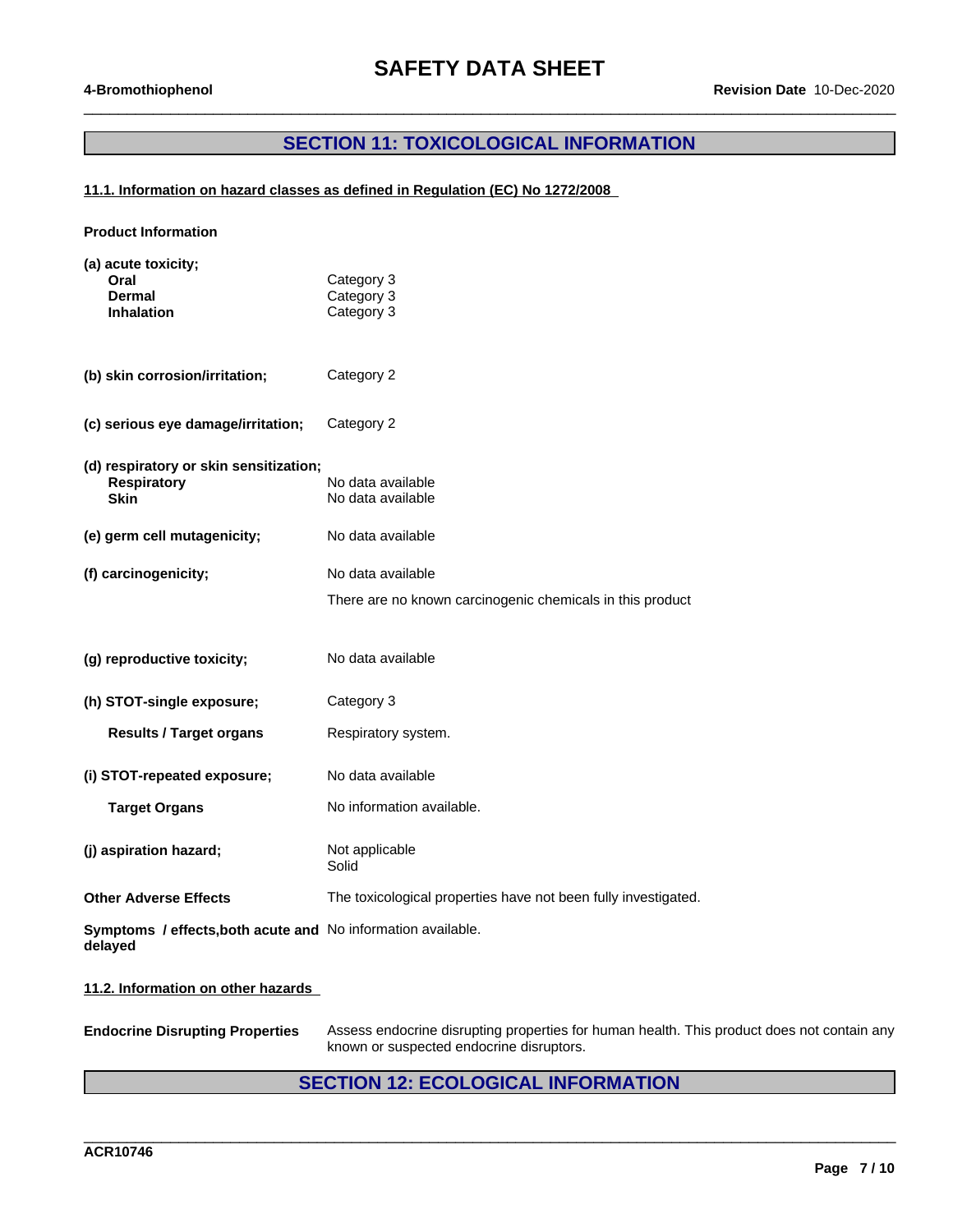## SECTION 11: TOXICOLOGICAL INFORMATION

### 11.1. Information on hazard classes as defined in Regulation (EC) No 1272/2008

**Product Information**

**(a) acute toxicity;**

| | |
|---|---|
| **Oral** | Category 3 |
| **Dermal** | Category 3 |
| **Inhalation** | Category 3 |

**(b) skin corrosion/irritation;** Category 2

**(c) serious eye damage/irritation;** Category 2

**(d) respiratory or skin sensitization;**

| | |
|---|---|
| **Respiratory** | No data available |
| **Skin** | No data available |

**(e) germ cell mutagenicity;** No data available

**(f) carcinogenicity;** No data available

There are no known carcinogenic chemicals in this product

**(g) reproductive toxicity;** No data available

**(h) STOT-single exposure;** Category 3

**Results / Target organs** Respiratory system.

**(i) STOT-repeated exposure;** No data available

**Target Organs** No information available.

**(j) aspiration hazard;** Not applicable
Solid

**Other Adverse Effects** The toxicological properties have not been fully investigated.

**Symptoms / effects,both acute and delayed** No information available.

### 11.2. Information on other hazards

**Endocrine Disrupting Properties** Assess endocrine disrupting properties for human health. This product does not contain any known or suspected endocrine disruptors.

## SECTION 12: ECOLOGICAL INFORMATION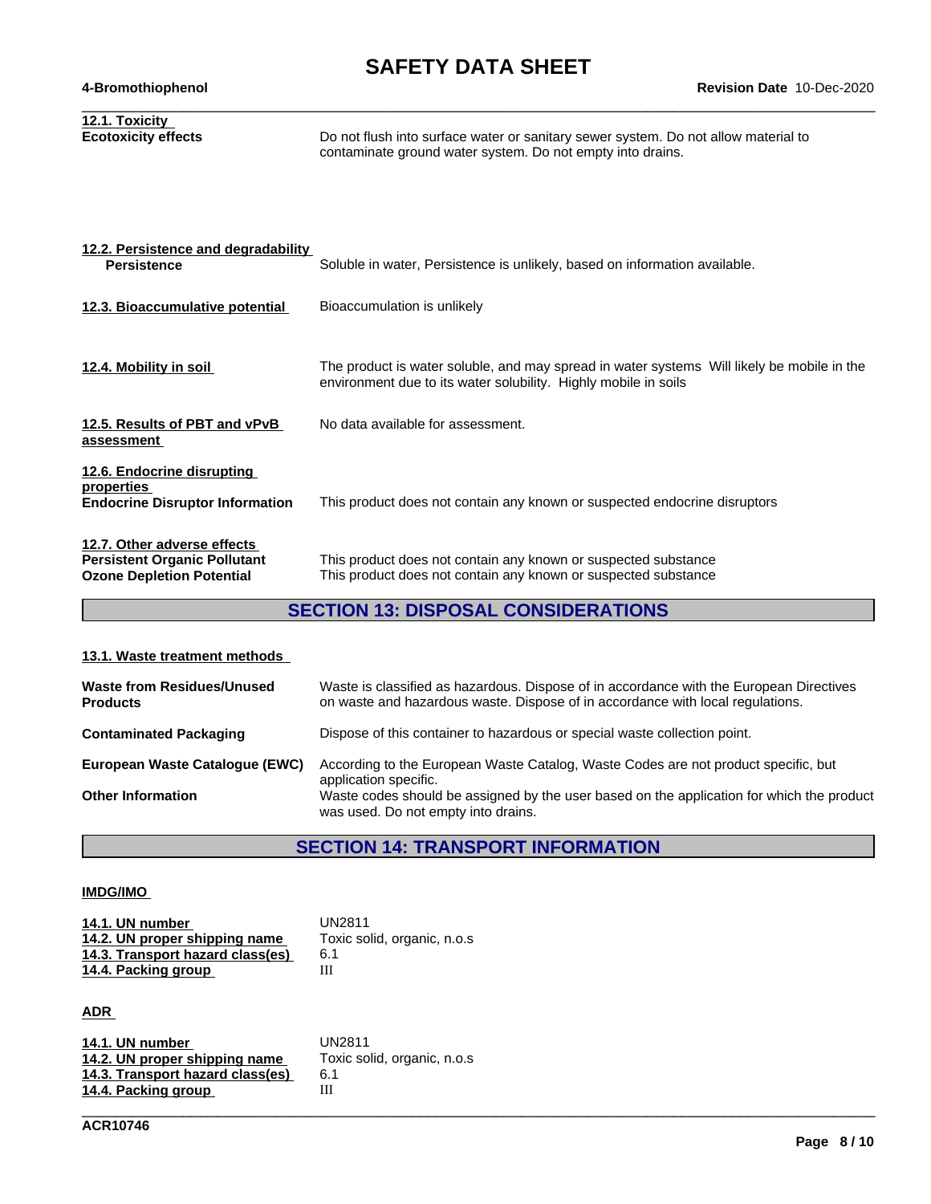### 12.1. Toxicity

**Ecotoxicity effects** Do not flush into surface water or sanitary sewer system. Do not allow material to contaminate ground water system. Do not empty into drains.

### 12.2. Persistence and degradability

**Persistence** Soluble in water, Persistence is unlikely, based on information available.

### 12.3. Bioaccumulative potential

Bioaccumulation is unlikely

### 12.4. Mobility in soil

The product is water soluble, and may spread in water systems Will likely be mobile in the environment due to its water solubility. Highly mobile in soils

### 12.5. Results of PBT and vPvB assessment

No data available for assessment.

### 12.6. Endocrine disrupting properties

**Endocrine Disruptor Information** This product does not contain any known or suspected endocrine disruptors

### 12.7. Other adverse effects

**Persistent Organic Pollutant** This product does not contain any known or suspected substance

**Ozone Depletion Potential** This product does not contain any known or suspected substance

## SECTION 13: DISPOSAL CONSIDERATIONS

### 13.1. Waste treatment methods

**Waste from Residues/Unused Products** Waste is classified as hazardous. Dispose of in accordance with the European Directives on waste and hazardous waste. Dispose of in accordance with local regulations.

**Contaminated Packaging** Dispose of this container to hazardous or special waste collection point.

**European Waste Catalogue (EWC)** According to the European Waste Catalog, Waste Codes are not product specific, but application specific.

**Other Information** Waste codes should be assigned by the user based on the application for which the product was used. Do not empty into drains.

## SECTION 14: TRANSPORT INFORMATION

### IMDG/IMO

| | |
|---|---|
| **14.1. UN number** | UN2811 |
| **14.2. UN proper shipping name** | Toxic solid, organic, n.o.s |
| **14.3. Transport hazard class(es)** | 6.1 |
| **14.4. Packing group** | III |

### ADR

| | |
|---|---|
| **14.1. UN number** | UN2811 |
| **14.2. UN proper shipping name** | Toxic solid, organic, n.o.s |
| **14.3. Transport hazard class(es)** | 6.1 |
| **14.4. Packing group** | III |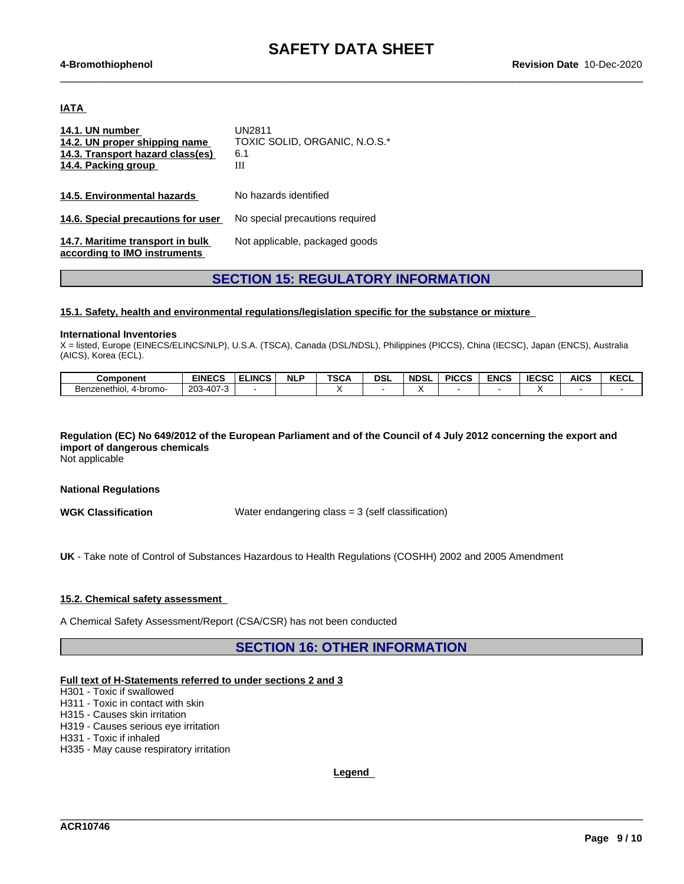### IATA

| | |
|---|---|
| **14.1. UN number** | UN2811 |
| **14.2. UN proper shipping name** | TOXIC SOLID, ORGANIC, N.O.S.* |
| **14.3. Transport hazard class(es)** | 6.1 |
| **14.4. Packing group** | III |

**14.5. Environmental hazards** No hazards identified

**14.6. Special precautions for user** No special precautions required

**14.7. Maritime transport in bulk according to IMO instruments** Not applicable, packaged goods

## SECTION 15: REGULATORY INFORMATION

### 15.1. Safety, health and environmental regulations/legislation specific for the substance or mixture

**International Inventories**

X = listed, Europe (EINECS/ELINCS/NLP), U.S.A. (TSCA), Canada (DSL/NDSL), Philippines (PICCS), China (IECSC), Japan (ENCS), Australia (AICS), Korea (ECL).

| Component | EINECS | ELINCS | NLP | TSCA | DSL | NDSL | PICCS | ENCS | IECSC | AICS | KECL |
|---|---|---|---|---|---|---|---|---|---|---|---|
| Benzenethiol, 4-bromo- | 203-407-3 | - | | X | - | X | - | - | X | - | - |

**Regulation (EC) No 649/2012 of the European Parliament and of the Council of 4 July 2012 concerning the export and import of dangerous chemicals**

Not applicable

**National Regulations**

**WGK Classification** Water endangering class = 3 (self classification)

**UK** - Take note of Control of Substances Hazardous to Health Regulations (COSHH) 2002 and 2005 Amendment

### 15.2. Chemical safety assessment

A Chemical Safety Assessment/Report (CSA/CSR) has not been conducted

## SECTION 16: OTHER INFORMATION

**Full text of H-Statements referred to under sections 2 and 3**

H301 - Toxic if swallowed
H311 - Toxic in contact with skin
H315 - Causes skin irritation
H319 - Causes serious eye irritation
H331 - Toxic if inhaled
H335 - May cause respiratory irritation

**Legend**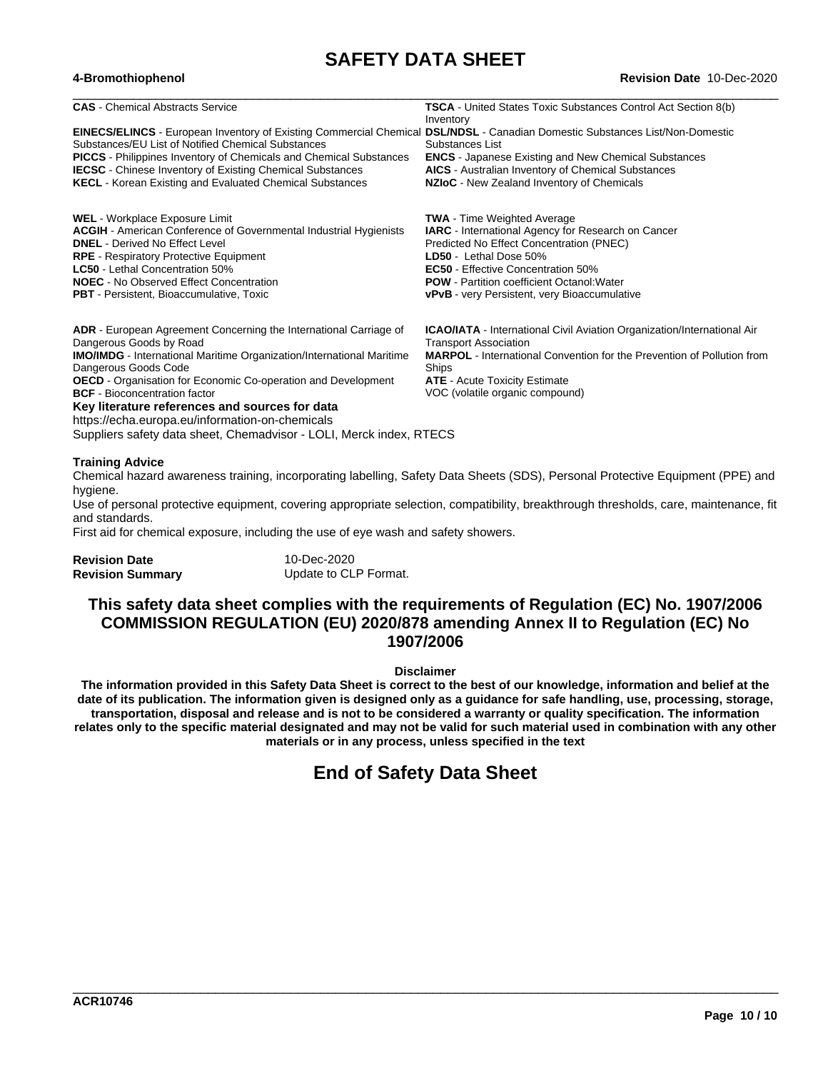**CAS** - Chemical Abstracts Service

**EINECS/ELINCS** - European Inventory of Existing Commercial Chemical Substances/EU List of Notified Chemical Substances

**PICCS** - Philippines Inventory of Chemicals and Chemical Substances

**IECSC** - Chinese Inventory of Existing Chemical Substances

**KECL** - Korean Existing and Evaluated Chemical Substances

**TSCA** - United States Toxic Substances Control Act Section 8(b) Inventory

**DSL/NDSL** - Canadian Domestic Substances List/Non-Domestic Substances List

**ENCS** - Japanese Existing and New Chemical Substances

**AICS** - Australian Inventory of Chemical Substances

**NZIoC** - New Zealand Inventory of Chemicals

**WEL** - Workplace Exposure Limit

**ACGIH** - American Conference of Governmental Industrial Hygienists

**DNEL** - Derived No Effect Level

**RPE** - Respiratory Protective Equipment

**LC50** - Lethal Concentration 50%

**NOEC** - No Observed Effect Concentration

**PBT** - Persistent, Bioaccumulative, Toxic

**TWA** - Time Weighted Average

**IARC** - International Agency for Research on Cancer

Predicted No Effect Concentration (PNEC)

**LD50** - Lethal Dose 50%

**EC50** - Effective Concentration 50%

**POW** - Partition coefficient Octanol:Water

**vPvB** - very Persistent, very Bioaccumulative

**ADR** - European Agreement Concerning the International Carriage of Dangerous Goods by Road

**IMO/IMDG** - International Maritime Organization/International Maritime Dangerous Goods Code

**OECD** - Organisation for Economic Co-operation and Development

**BCF** - Bioconcentration factor

**ICAO/IATA** - International Civil Aviation Organization/International Air Transport Association

**MARPOL** - International Convention for the Prevention of Pollution from Ships

**ATE** - Acute Toxicity Estimate

VOC (volatile organic compound)

**Key literature references and sources for data**

https://echa.europa.eu/information-on-chemicals

Suppliers safety data sheet, Chemadvisor - LOLI, Merck index, RTECS

**Training Advice**

Chemical hazard awareness training, incorporating labelling, Safety Data Sheets (SDS), Personal Protective Equipment (PPE) and hygiene.

Use of personal protective equipment, covering appropriate selection, compatibility, breakthrough thresholds, care, maintenance, fit and standards.

First aid for chemical exposure, including the use of eye wash and safety showers.

| | |
|---|---|
| **Revision Date** | 10-Dec-2020 |
| **Revision Summary** | Update to CLP Format. |

## This safety data sheet complies with the requirements of Regulation (EC) No. 1907/2006 COMMISSION REGULATION (EU) 2020/878 amending Annex II to Regulation (EC) No 1907/2006

**Disclaimer**

**The information provided in this Safety Data Sheet is correct to the best of our knowledge, information and belief at the date of its publication. The information given is designed only as a guidance for safe handling, use, processing, storage, transportation, disposal and release and is not to be considered a warranty or quality specification. The information relates only to the specific material designated and may not be valid for such material used in combination with any other materials or in any process, unless specified in the text**

# End of Safety Data Sheet